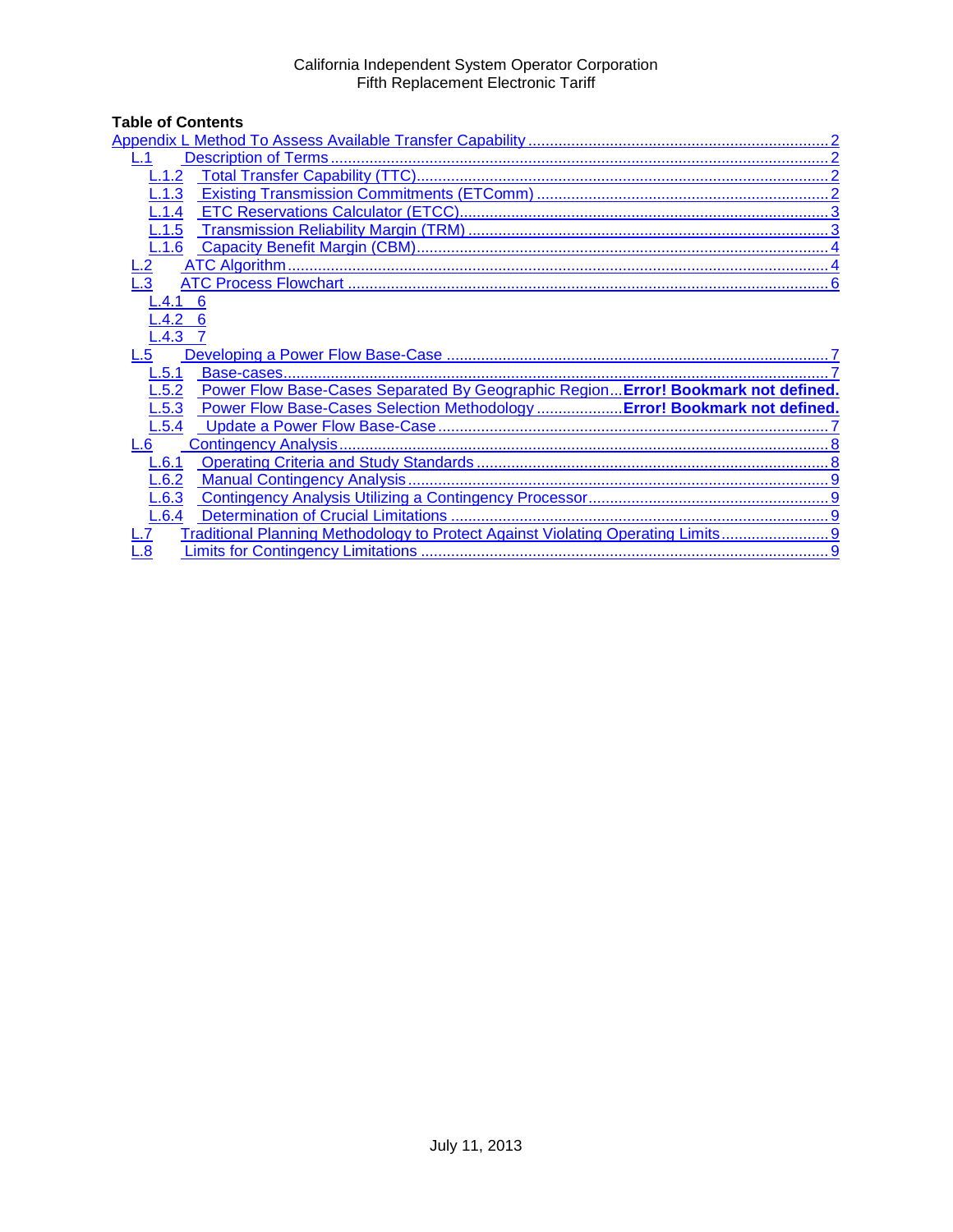California Independent System Operator Corporation
Fifth Replacement Electronic Tariff

**Table of Contents**

Appendix L Method To Assess Available Transfer Capability ........ 2
- L.1 Description of Terms ........ 2
  - L.1.2 Total Transfer Capability (TTC) ........ 2
  - L.1.3 Existing Transmission Commitments (ETComm) ........ 2
  - L.1.4 ETC Reservations Calculator (ETCC) ........ 3
  - L.1.5 Transmission Reliability Margin (TRM) ........ 3
  - L.1.6 Capacity Benefit Margin (CBM) ........ 4
- L.2 ATC Algorithm ........ 4
- L.3 ATC Process Flowchart ........ 6
  - L.4.1 6
  - L.4.2 6
  - L.4.3 7
- L.5 Developing a Power Flow Base-Case ........ 7
  - L.5.1 Base-cases ........ 7
  - L.5.2 Power Flow Base-Cases Separated By Geographic Region... **Error! Bookmark not defined.**
  - L.5.3 Power Flow Base-Cases Selection Methodology ........ **Error! Bookmark not defined.**
  - L.5.4 Update a Power Flow Base-Case ........ 7
- L.6 Contingency Analysis ........ 8
  - L.6.1 Operating Criteria and Study Standards ........ 8
  - L.6.2 Manual Contingency Analysis ........ 9
  - L.6.3 Contingency Analysis Utilizing a Contingency Processor ........ 9
  - L.6.4 Determination of Crucial Limitations ........ 9
- L.7 Traditional Planning Methodology to Protect Against Violating Operating Limits ........ 9
- L.8 Limits for Contingency Limitations ........ 9

July 11, 2013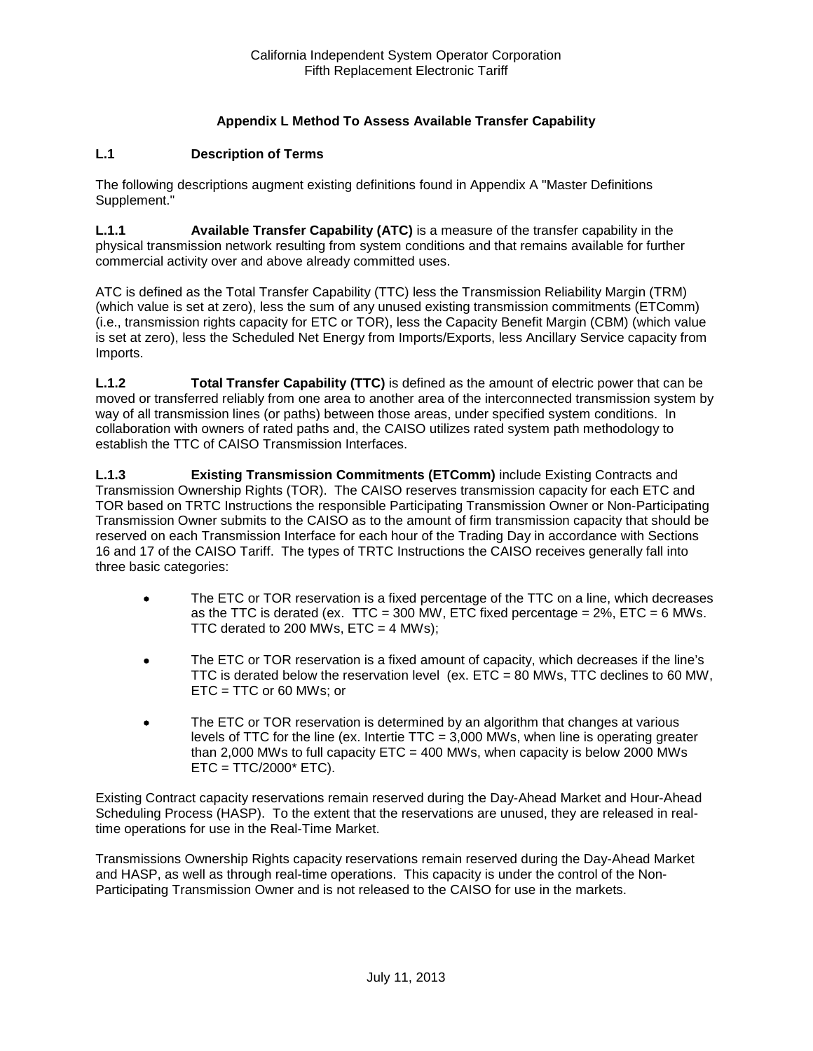# Appendix L Method To Assess Available Transfer Capability

## L.1 Description of Terms

The following descriptions augment existing definitions found in Appendix A "Master Definitions Supplement."

**L.1.1 Available Transfer Capability (ATC)** is a measure of the transfer capability in the physical transmission network resulting from system conditions and that remains available for further commercial activity over and above already committed uses.

ATC is defined as the Total Transfer Capability (TTC) less the Transmission Reliability Margin (TRM) (which value is set at zero), less the sum of any unused existing transmission commitments (ETComm) (i.e., transmission rights capacity for ETC or TOR), less the Capacity Benefit Margin (CBM) (which value is set at zero), less the Scheduled Net Energy from Imports/Exports, less Ancillary Service capacity from Imports.

**L.1.2 Total Transfer Capability (TTC)** is defined as the amount of electric power that can be moved or transferred reliably from one area to another area of the interconnected transmission system by way of all transmission lines (or paths) between those areas, under specified system conditions. In collaboration with owners of rated paths and, the CAISO utilizes rated system path methodology to establish the TTC of CAISO Transmission Interfaces.

**L.1.3 Existing Transmission Commitments (ETComm)** include Existing Contracts and Transmission Ownership Rights (TOR). The CAISO reserves transmission capacity for each ETC and TOR based on TRTC Instructions the responsible Participating Transmission Owner or Non-Participating Transmission Owner submits to the CAISO as to the amount of firm transmission capacity that should be reserved on each Transmission Interface for each hour of the Trading Day in accordance with Sections 16 and 17 of the CAISO Tariff. The types of TRTC Instructions the CAISO receives generally fall into three basic categories:

- The ETC or TOR reservation is a fixed percentage of the TTC on a line, which decreases as the TTC is derated (ex. TTC = 300 MW, ETC fixed percentage = 2%, ETC = 6 MWs. TTC derated to 200 MWs, ETC = 4 MWs);
- The ETC or TOR reservation is a fixed amount of capacity, which decreases if the line's TTC is derated below the reservation level (ex. ETC = 80 MWs, TTC declines to 60 MW, ETC = TTC or 60 MWs; or
- The ETC or TOR reservation is determined by an algorithm that changes at various levels of TTC for the line (ex. Intertie TTC = 3,000 MWs, when line is operating greater than 2,000 MWs to full capacity ETC = 400 MWs, when capacity is below 2000 MWs ETC = TTC/2000* ETC).

Existing Contract capacity reservations remain reserved during the Day-Ahead Market and Hour-Ahead Scheduling Process (HASP). To the extent that the reservations are unused, they are released in real-time operations for use in the Real-Time Market.

Transmissions Ownership Rights capacity reservations remain reserved during the Day-Ahead Market and HASP, as well as through real-time operations. This capacity is under the control of the Non-Participating Transmission Owner and is not released to the CAISO for use in the markets.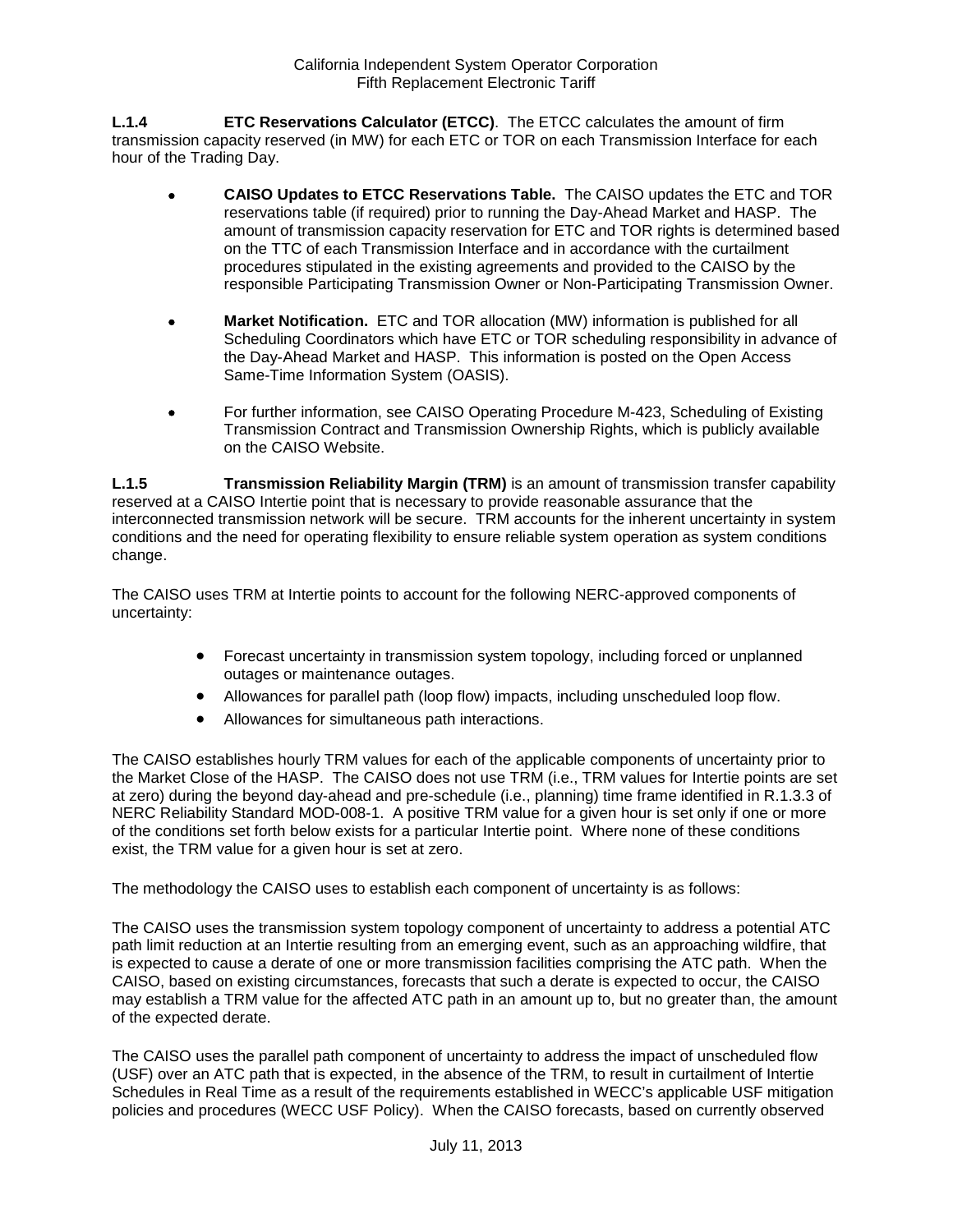**L.1.4 ETC Reservations Calculator (ETCC)**. The ETCC calculates the amount of firm transmission capacity reserved (in MW) for each ETC or TOR on each Transmission Interface for each hour of the Trading Day.

- **CAISO Updates to ETCC Reservations Table.** The CAISO updates the ETC and TOR reservations table (if required) prior to running the Day-Ahead Market and HASP. The amount of transmission capacity reservation for ETC and TOR rights is determined based on the TTC of each Transmission Interface and in accordance with the curtailment procedures stipulated in the existing agreements and provided to the CAISO by the responsible Participating Transmission Owner or Non-Participating Transmission Owner.
- **Market Notification.** ETC and TOR allocation (MW) information is published for all Scheduling Coordinators which have ETC or TOR scheduling responsibility in advance of the Day-Ahead Market and HASP. This information is posted on the Open Access Same-Time Information System (OASIS).
- For further information, see CAISO Operating Procedure M-423, Scheduling of Existing Transmission Contract and Transmission Ownership Rights, which is publicly available on the CAISO Website.

**L.1.5 Transmission Reliability Margin (TRM)** is an amount of transmission transfer capability reserved at a CAISO Intertie point that is necessary to provide reasonable assurance that the interconnected transmission network will be secure. TRM accounts for the inherent uncertainty in system conditions and the need for operating flexibility to ensure reliable system operation as system conditions change.

The CAISO uses TRM at Intertie points to account for the following NERC-approved components of uncertainty:

- Forecast uncertainty in transmission system topology, including forced or unplanned outages or maintenance outages.
- Allowances for parallel path (loop flow) impacts, including unscheduled loop flow.
- Allowances for simultaneous path interactions.

The CAISO establishes hourly TRM values for each of the applicable components of uncertainty prior to the Market Close of the HASP. The CAISO does not use TRM (i.e., TRM values for Intertie points are set at zero) during the beyond day-ahead and pre-schedule (i.e., planning) time frame identified in R.1.3.3 of NERC Reliability Standard MOD-008-1. A positive TRM value for a given hour is set only if one or more of the conditions set forth below exists for a particular Intertie point. Where none of these conditions exist, the TRM value for a given hour is set at zero.

The methodology the CAISO uses to establish each component of uncertainty is as follows:

The CAISO uses the transmission system topology component of uncertainty to address a potential ATC path limit reduction at an Intertie resulting from an emerging event, such as an approaching wildfire, that is expected to cause a derate of one or more transmission facilities comprising the ATC path. When the CAISO, based on existing circumstances, forecasts that such a derate is expected to occur, the CAISO may establish a TRM value for the affected ATC path in an amount up to, but no greater than, the amount of the expected derate.

The CAISO uses the parallel path component of uncertainty to address the impact of unscheduled flow (USF) over an ATC path that is expected, in the absence of the TRM, to result in curtailment of Intertie Schedules in Real Time as a result of the requirements established in WECC's applicable USF mitigation policies and procedures (WECC USF Policy). When the CAISO forecasts, based on currently observed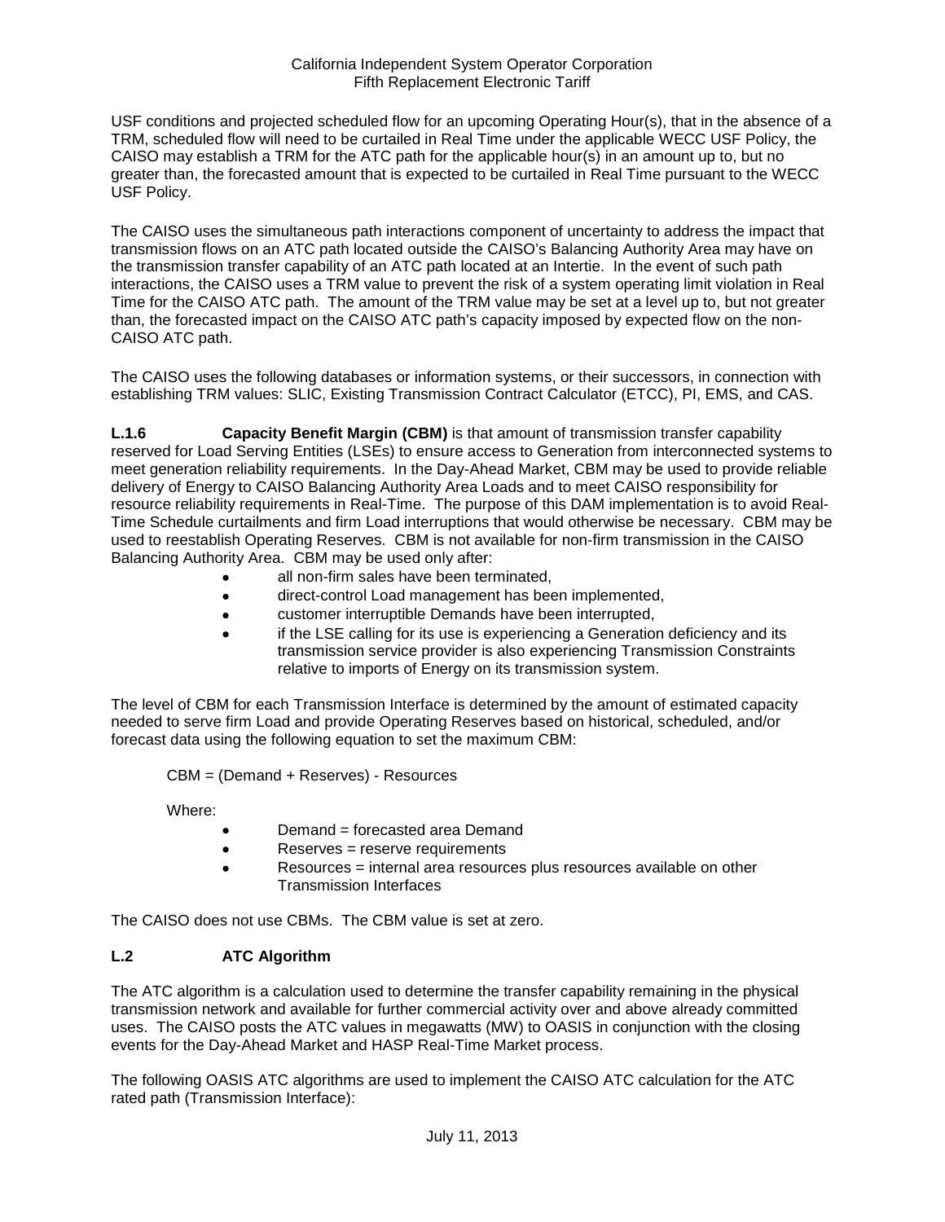USF conditions and projected scheduled flow for an upcoming Operating Hour(s), that in the absence of a TRM, scheduled flow will need to be curtailed in Real Time under the applicable WECC USF Policy, the CAISO may establish a TRM for the ATC path for the applicable hour(s) in an amount up to, but no greater than, the forecasted amount that is expected to be curtailed in Real Time pursuant to the WECC USF Policy.

The CAISO uses the simultaneous path interactions component of uncertainty to address the impact that transmission flows on an ATC path located outside the CAISO's Balancing Authority Area may have on the transmission transfer capability of an ATC path located at an Intertie. In the event of such path interactions, the CAISO uses a TRM value to prevent the risk of a system operating limit violation in Real Time for the CAISO ATC path. The amount of the TRM value may be set at a level up to, but not greater than, the forecasted impact on the CAISO ATC path's capacity imposed by expected flow on the non-CAISO ATC path.

The CAISO uses the following databases or information systems, or their successors, in connection with establishing TRM values: SLIC, Existing Transmission Contract Calculator (ETCC), PI, EMS, and CAS.

**L.1.6 Capacity Benefit Margin (CBM)** is that amount of transmission transfer capability reserved for Load Serving Entities (LSEs) to ensure access to Generation from interconnected systems to meet generation reliability requirements. In the Day-Ahead Market, CBM may be used to provide reliable delivery of Energy to CAISO Balancing Authority Area Loads and to meet CAISO responsibility for resource reliability requirements in Real-Time. The purpose of this DAM implementation is to avoid Real-Time Schedule curtailments and firm Load interruptions that would otherwise be necessary. CBM may be used to reestablish Operating Reserves. CBM is not available for non-firm transmission in the CAISO Balancing Authority Area. CBM may be used only after:

- all non-firm sales have been terminated,
- direct-control Load management has been implemented,
- customer interruptible Demands have been interrupted,
- if the LSE calling for its use is experiencing a Generation deficiency and its transmission service provider is also experiencing Transmission Constraints relative to imports of Energy on its transmission system.

The level of CBM for each Transmission Interface is determined by the amount of estimated capacity needed to serve firm Load and provide Operating Reserves based on historical, scheduled, and/or forecast data using the following equation to set the maximum CBM:

CBM = (Demand + Reserves) - Resources

Where:

- Demand = forecasted area Demand
- Reserves = reserve requirements
- Resources = internal area resources plus resources available on other Transmission Interfaces

The CAISO does not use CBMs. The CBM value is set at zero.

## L.2 ATC Algorithm

The ATC algorithm is a calculation used to determine the transfer capability remaining in the physical transmission network and available for further commercial activity over and above already committed uses. The CAISO posts the ATC values in megawatts (MW) to OASIS in conjunction with the closing events for the Day-Ahead Market and HASP Real-Time Market process.

The following OASIS ATC algorithms are used to implement the CAISO ATC calculation for the ATC rated path (Transmission Interface):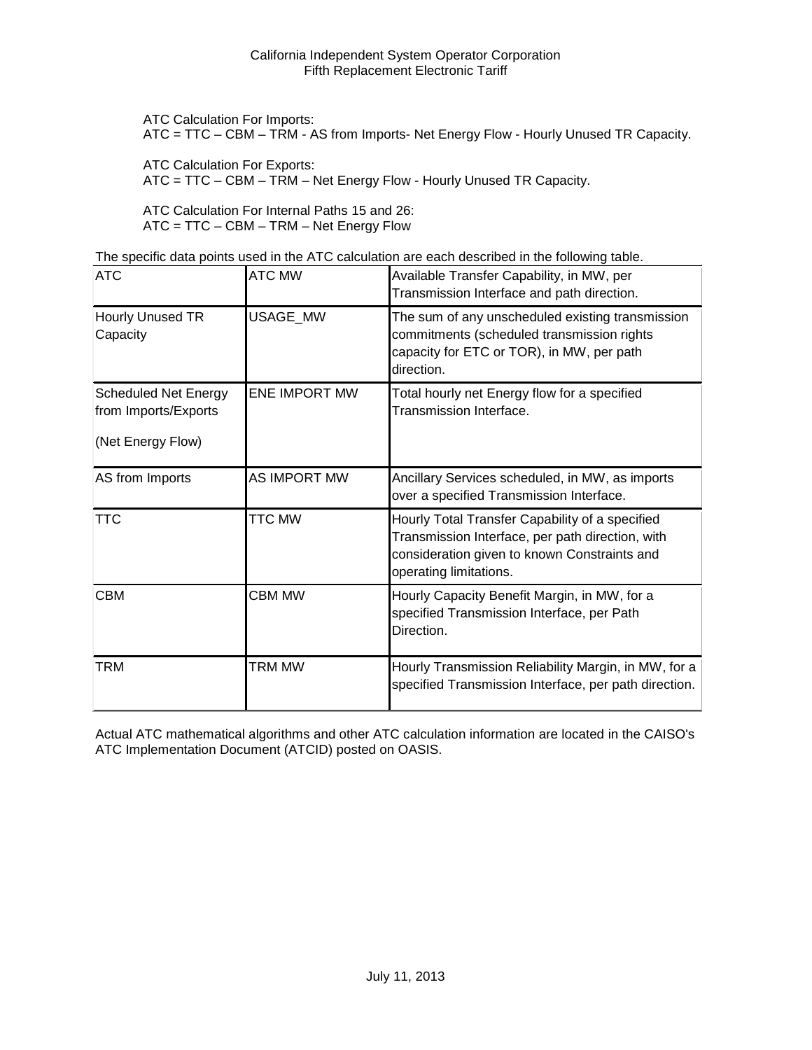ATC Calculation For Imports:
ATC = TTC – CBM – TRM - AS from Imports- Net Energy Flow - Hourly Unused TR Capacity.

ATC Calculation For Exports:
ATC = TTC – CBM – TRM – Net Energy Flow - Hourly Unused TR Capacity.

ATC Calculation For Internal Paths 15 and 26:
ATC = TTC – CBM – TRM – Net Energy Flow

The specific data points used in the ATC calculation are each described in the following table.

| ATC | ATC MW | Available Transfer Capability, in MW, per Transmission Interface and path direction. |
|---|---|---|
| Hourly Unused TR Capacity | USAGE_MW | The sum of any unscheduled existing transmission commitments (scheduled transmission rights capacity for ETC or TOR), in MW, per path direction. |
| Scheduled Net Energy from Imports/Exports (Net Energy Flow) | ENE IMPORT MW | Total hourly net Energy flow for a specified Transmission Interface. |
| AS from Imports | AS IMPORT MW | Ancillary Services scheduled, in MW, as imports over a specified Transmission Interface. |
| TTC | TTC MW | Hourly Total Transfer Capability of a specified Transmission Interface, per path direction, with consideration given to known Constraints and operating limitations. |
| CBM | CBM MW | Hourly Capacity Benefit Margin, in MW, for a specified Transmission Interface, per Path Direction. |
| TRM | TRM MW | Hourly Transmission Reliability Margin, in MW, for a specified Transmission Interface, per path direction. |

Actual ATC mathematical algorithms and other ATC calculation information are located in the CAISO's ATC Implementation Document (ATCID) posted on OASIS.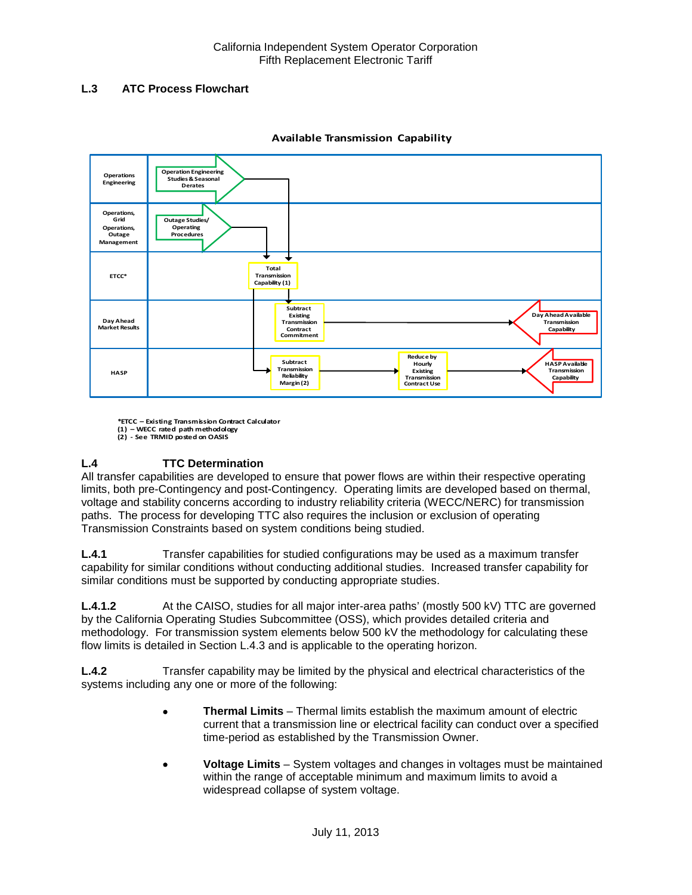## L.3 ATC Process Flowchart

**Available Transmission Capability**

| | |
|---|---|
| Operations Engineering | Operation Engineering Studies & Seasonal Derates |
| Operations, Grid Operations, Outage Management | Outage Studies/ Operating Procedures |
| ETCC* | Total Transmission Capability (1) |
| Day Ahead Market Results | Subtract Existing Transmission Contract Commitment → Day Ahead Available Transmission Capability |
| HASP | Subtract Transmission Reliability Margin (2) → Reduce by Hourly Existing Transmission Contract Use → HASP Available Transmission Capability |

*ETCC – Existing Transmission Contract Calculator
(1) – WECC rated path methodology
(2) - See TRMID posted on OASIS

## L.4 TTC Determination

All transfer capabilities are developed to ensure that power flows are within their respective operating limits, both pre-Contingency and post-Contingency. Operating limits are developed based on thermal, voltage and stability concerns according to industry reliability criteria (WECC/NERC) for transmission paths. The process for developing TTC also requires the inclusion or exclusion of operating Transmission Constraints based on system conditions being studied.

**L.4.1** Transfer capabilities for studied configurations may be used as a maximum transfer capability for similar conditions without conducting additional studies. Increased transfer capability for similar conditions must be supported by conducting appropriate studies.

**L.4.1.2** At the CAISO, studies for all major inter-area paths' (mostly 500 kV) TTC are governed by the California Operating Studies Subcommittee (OSS), which provides detailed criteria and methodology. For transmission system elements below 500 kV the methodology for calculating these flow limits is detailed in Section L.4.3 and is applicable to the operating horizon.

**L.4.2** Transfer capability may be limited by the physical and electrical characteristics of the systems including any one or more of the following:

- **Thermal Limits** – Thermal limits establish the maximum amount of electric current that a transmission line or electrical facility can conduct over a specified time-period as established by the Transmission Owner.
- **Voltage Limits** – System voltages and changes in voltages must be maintained within the range of acceptable minimum and maximum limits to avoid a widespread collapse of system voltage.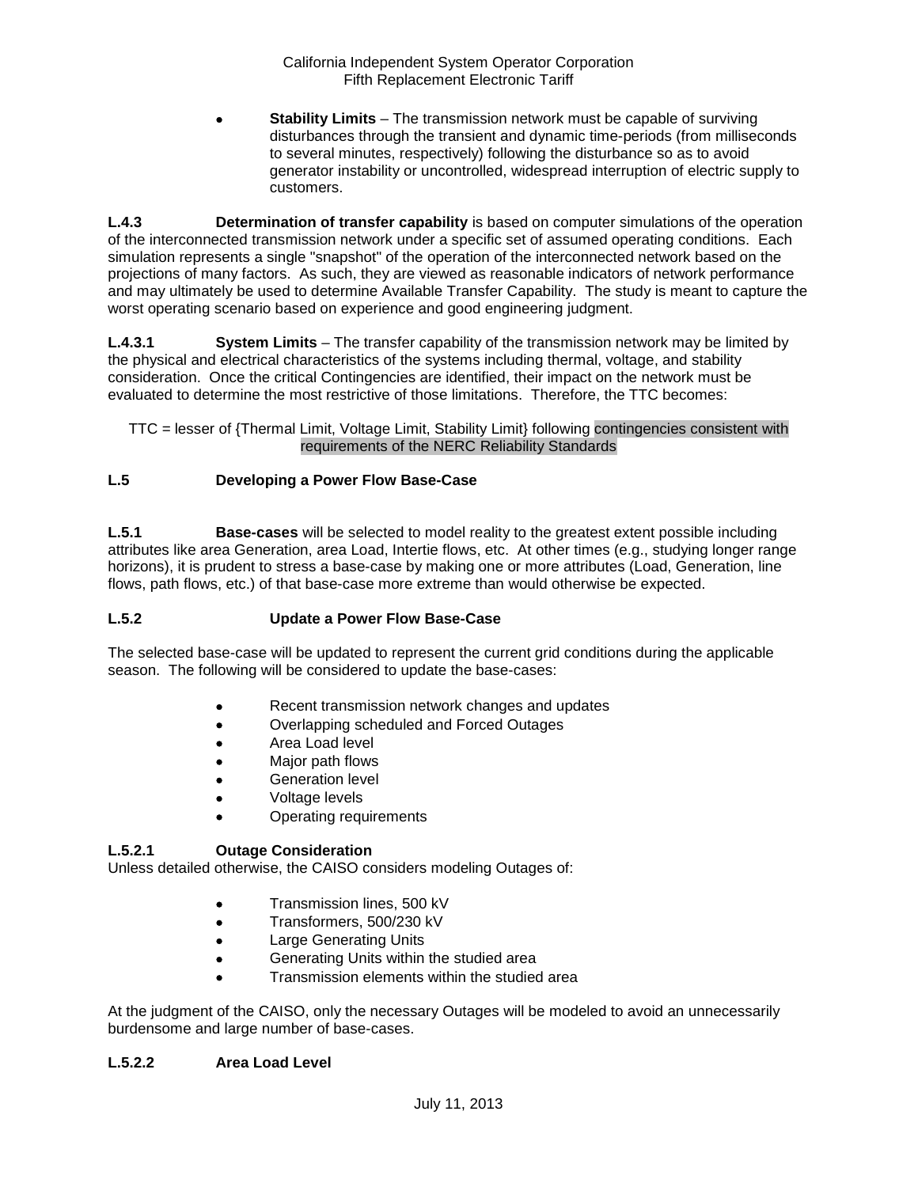- **Stability Limits** – The transmission network must be capable of surviving disturbances through the transient and dynamic time-periods (from milliseconds to several minutes, respectively) following the disturbance so as to avoid generator instability or uncontrolled, widespread interruption of electric supply to customers.

**L.4.3** **Determination of transfer capability** is based on computer simulations of the operation of the interconnected transmission network under a specific set of assumed operating conditions. Each simulation represents a single "snapshot" of the operation of the interconnected network based on the projections of many factors. As such, they are viewed as reasonable indicators of network performance and may ultimately be used to determine Available Transfer Capability. The study is meant to capture the worst operating scenario based on experience and good engineering judgment.

**L.4.3.1** **System Limits** – The transfer capability of the transmission network may be limited by the physical and electrical characteristics of the systems including thermal, voltage, and stability consideration. Once the critical Contingencies are identified, their impact on the network must be evaluated to determine the most restrictive of those limitations. Therefore, the TTC becomes:

TTC = lesser of {Thermal Limit, Voltage Limit, Stability Limit} following contingencies consistent with requirements of the NERC Reliability Standards

### L.5 Developing a Power Flow Base-Case

**L.5.1** **Base-cases** will be selected to model reality to the greatest extent possible including attributes like area Generation, area Load, Intertie flows, etc. At other times (e.g., studying longer range horizons), it is prudent to stress a base-case by making one or more attributes (Load, Generation, line flows, path flows, etc.) of that base-case more extreme than would otherwise be expected.

### L.5.2 Update a Power Flow Base-Case

The selected base-case will be updated to represent the current grid conditions during the applicable season. The following will be considered to update the base-cases:

- Recent transmission network changes and updates
- Overlapping scheduled and Forced Outages
- Area Load level
- Major path flows
- Generation level
- Voltage levels
- Operating requirements

#### L.5.2.1 Outage Consideration

Unless detailed otherwise, the CAISO considers modeling Outages of:

- Transmission lines, 500 kV
- Transformers, 500/230 kV
- Large Generating Units
- Generating Units within the studied area
- Transmission elements within the studied area

At the judgment of the CAISO, only the necessary Outages will be modeled to avoid an unnecessarily burdensome and large number of base-cases.

#### L.5.2.2 Area Load Level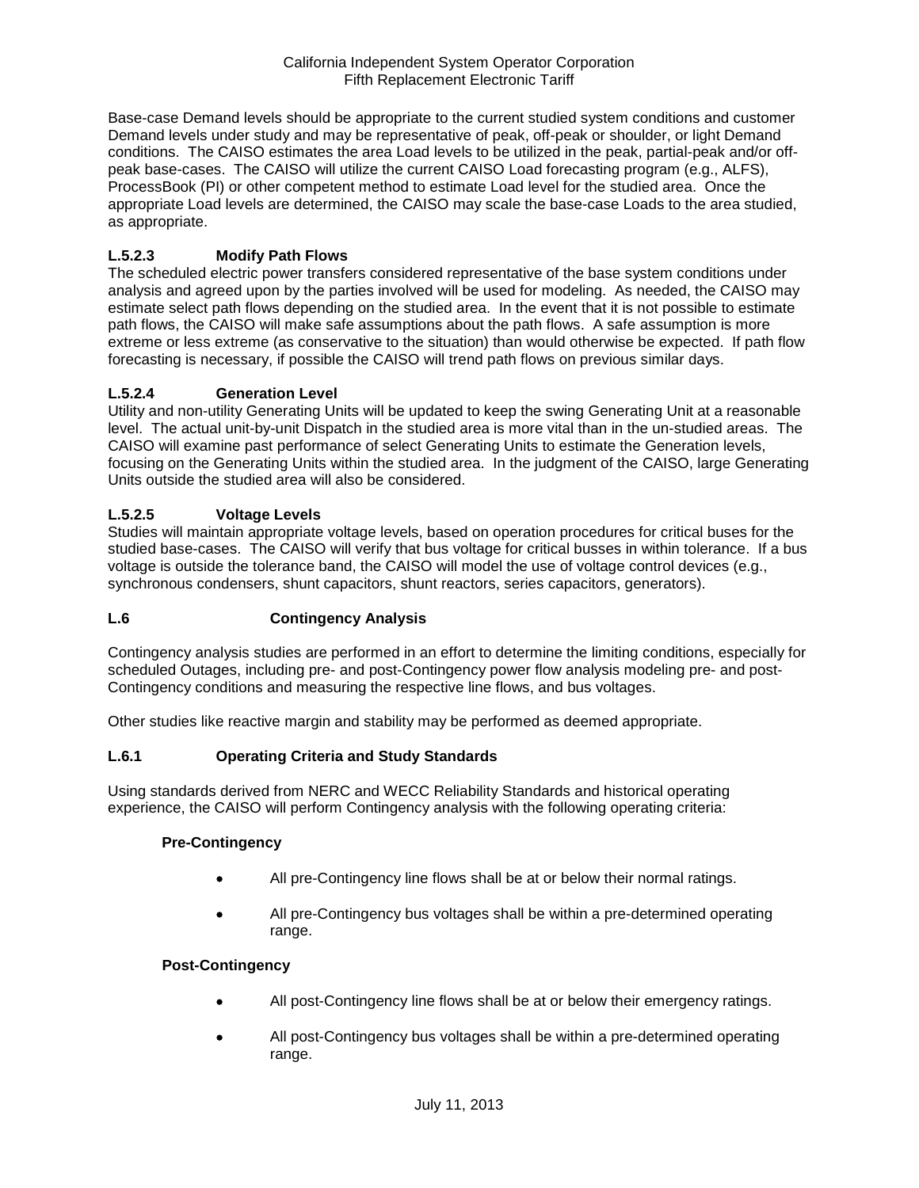Base-case Demand levels should be appropriate to the current studied system conditions and customer Demand levels under study and may be representative of peak, off-peak or shoulder, or light Demand conditions. The CAISO estimates the area Load levels to be utilized in the peak, partial-peak and/or off-peak base-cases. The CAISO will utilize the current CAISO Load forecasting program (e.g., ALFS), ProcessBook (PI) or other competent method to estimate Load level for the studied area. Once the appropriate Load levels are determined, the CAISO may scale the base-case Loads to the area studied, as appropriate.

### L.5.2.3 Modify Path Flows

The scheduled electric power transfers considered representative of the base system conditions under analysis and agreed upon by the parties involved will be used for modeling. As needed, the CAISO may estimate select path flows depending on the studied area. In the event that it is not possible to estimate path flows, the CAISO will make safe assumptions about the path flows. A safe assumption is more extreme or less extreme (as conservative to the situation) than would otherwise be expected. If path flow forecasting is necessary, if possible the CAISO will trend path flows on previous similar days.

### L.5.2.4 Generation Level

Utility and non-utility Generating Units will be updated to keep the swing Generating Unit at a reasonable level. The actual unit-by-unit Dispatch in the studied area is more vital than in the un-studied areas. The CAISO will examine past performance of select Generating Units to estimate the Generation levels, focusing on the Generating Units within the studied area. In the judgment of the CAISO, large Generating Units outside the studied area will also be considered.

### L.5.2.5 Voltage Levels

Studies will maintain appropriate voltage levels, based on operation procedures for critical buses for the studied base-cases. The CAISO will verify that bus voltage for critical busses in within tolerance. If a bus voltage is outside the tolerance band, the CAISO will model the use of voltage control devices (e.g., synchronous condensers, shunt capacitors, shunt reactors, series capacitors, generators).

## L.6 Contingency Analysis

Contingency analysis studies are performed in an effort to determine the limiting conditions, especially for scheduled Outages, including pre- and post-Contingency power flow analysis modeling pre- and post-Contingency conditions and measuring the respective line flows, and bus voltages.

Other studies like reactive margin and stability may be performed as deemed appropriate.

### L.6.1 Operating Criteria and Study Standards

Using standards derived from NERC and WECC Reliability Standards and historical operating experience, the CAISO will perform Contingency analysis with the following operating criteria:

**Pre-Contingency**

- All pre-Contingency line flows shall be at or below their normal ratings.
- All pre-Contingency bus voltages shall be within a pre-determined operating range.

**Post-Contingency**

- All post-Contingency line flows shall be at or below their emergency ratings.
- All post-Contingency bus voltages shall be within a pre-determined operating range.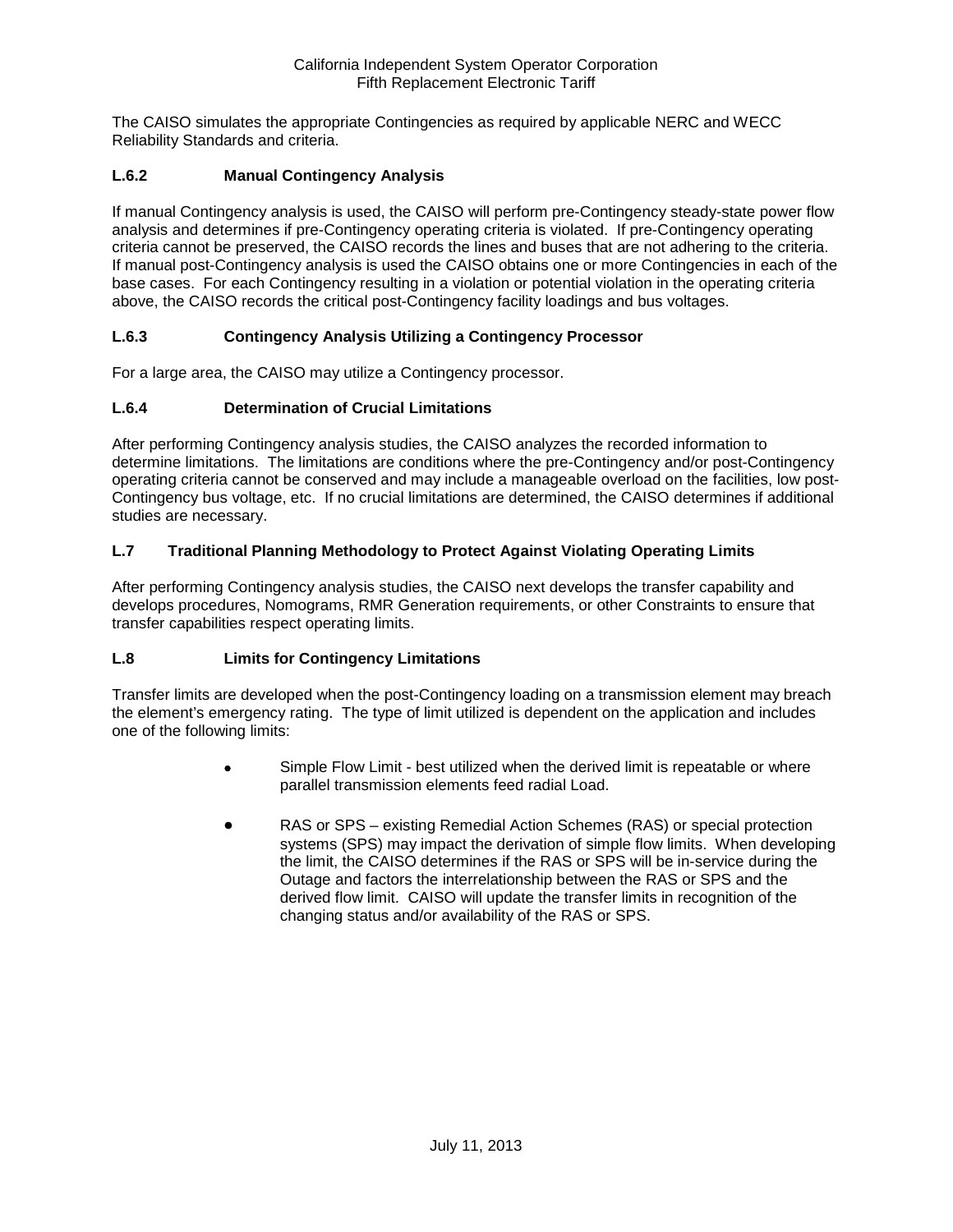The CAISO simulates the appropriate Contingencies as required by applicable NERC and WECC Reliability Standards and criteria.

### L.6.2 Manual Contingency Analysis

If manual Contingency analysis is used, the CAISO will perform pre-Contingency steady-state power flow analysis and determines if pre-Contingency operating criteria is violated. If pre-Contingency operating criteria cannot be preserved, the CAISO records the lines and buses that are not adhering to the criteria. If manual post-Contingency analysis is used the CAISO obtains one or more Contingencies in each of the base cases. For each Contingency resulting in a violation or potential violation in the operating criteria above, the CAISO records the critical post-Contingency facility loadings and bus voltages.

### L.6.3 Contingency Analysis Utilizing a Contingency Processor

For a large area, the CAISO may utilize a Contingency processor.

### L.6.4 Determination of Crucial Limitations

After performing Contingency analysis studies, the CAISO analyzes the recorded information to determine limitations. The limitations are conditions where the pre-Contingency and/or post-Contingency operating criteria cannot be conserved and may include a manageable overload on the facilities, low post-Contingency bus voltage, etc. If no crucial limitations are determined, the CAISO determines if additional studies are necessary.

## L.7 Traditional Planning Methodology to Protect Against Violating Operating Limits

After performing Contingency analysis studies, the CAISO next develops the transfer capability and develops procedures, Nomograms, RMR Generation requirements, or other Constraints to ensure that transfer capabilities respect operating limits.

## L.8 Limits for Contingency Limitations

Transfer limits are developed when the post-Contingency loading on a transmission element may breach the element's emergency rating. The type of limit utilized is dependent on the application and includes one of the following limits:

- Simple Flow Limit - best utilized when the derived limit is repeatable or where parallel transmission elements feed radial Load.
- RAS or SPS – existing Remedial Action Schemes (RAS) or special protection systems (SPS) may impact the derivation of simple flow limits. When developing the limit, the CAISO determines if the RAS or SPS will be in-service during the Outage and factors the interrelationship between the RAS or SPS and the derived flow limit. CAISO will update the transfer limits in recognition of the changing status and/or availability of the RAS or SPS.